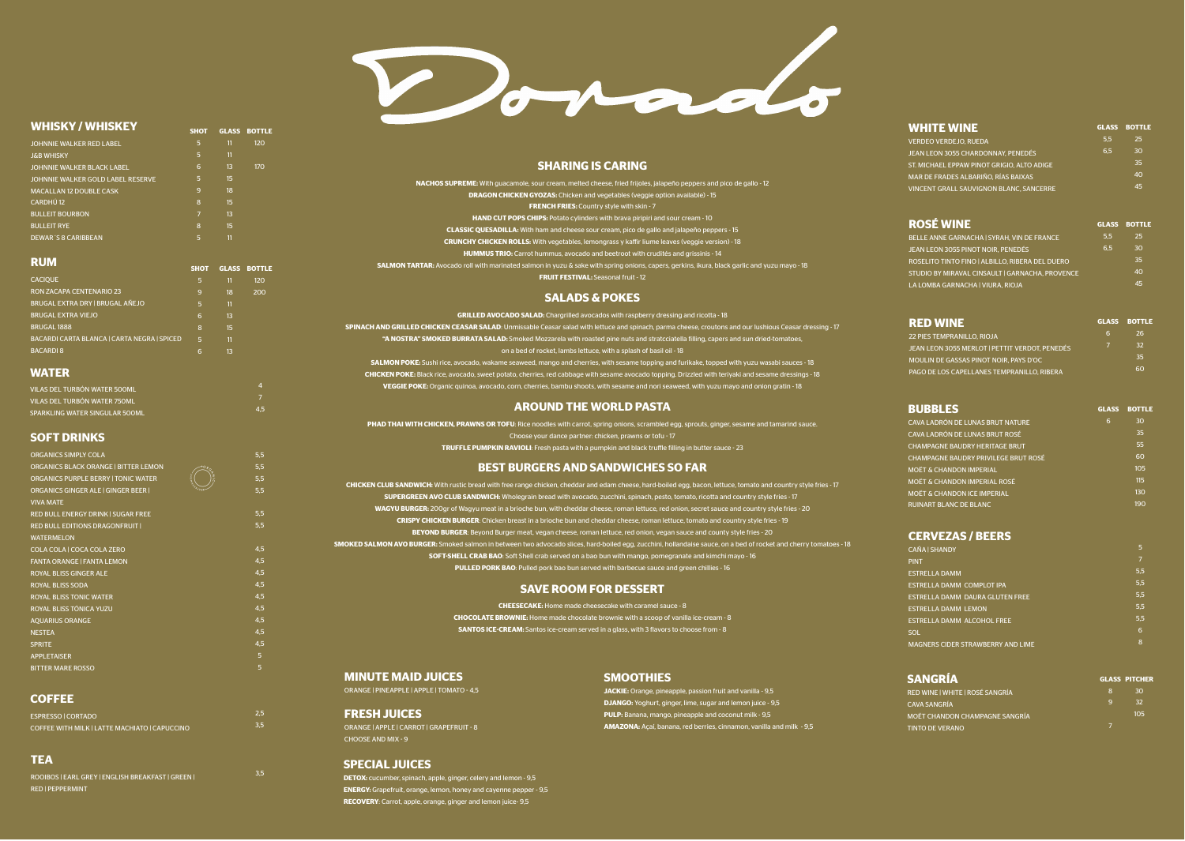# Dorado

## WHISKY / WHISKEY

| | SHOT | GLASS | BOTTLE |
|---|---|---|---|
| JOHNNIE WALKER RED LABEL | 5 | 11 | 120 |
| J&B WHISKY | 5 | 11 | |
| JOHNNIE WALKER BLACK LABEL | 6 | 13 | 170 |
| JOHNNIE WALKER GOLD LABEL RESERVE | 5 | 15 | |
| MACALLAN 12 DOUBLE CASK | 9 | 18 | |
| CARDHÚ 12 | 8 | 15 | |
| BULLEIT BOURBON | 7 | 13 | |
| BULLEIT RYE | 8 | 15 | |
| DEWAR´S 8 CARIBBEAN | 5 | 11 | |

## RUM

| | SHOT | GLASS | BOTTLE |
|---|---|---|---|
| CACIQUE | 5 | 11 | 120 |
| RON ZACAPA CENTENARIO 23 | 9 | 18 | 200 |
| BRUGAL EXTRA DRY \| BRUGAL AÑEJO | 5 | 11 | |
| BRUGAL EXTRA VIEJO | 6 | 13 | |
| BRUGAL 1888 | 8 | 15 | |
| BACARDI CARTA BLANCA \| CARTA NEGRA \| SPICED | 5 | 11 | |
| BACARDI 8 | 6 | 13 | |

## WATER

| | |
|---|---|
| VILAS DEL TURBÓN WATER 500ML | 4 |
| VILAS DEL TURBÓN WATER 750ML | 7 |
| SPARKLING WATER SINGULAR 500ML | 4,5 |

## SOFT DRINKS

| | |
|---|---|
| ORGANICS SIMPLY COLA | 5,5 |
| ORGANICS BLACK ORANGE \| BITTER LEMON | 5,5 |
| ORGANICS PURPLE BERRY \| TONIC WATER | 5,5 |
| ORGANICS GINGER ALE \| GINGER BEER \| | 5,5 |
| VIVA MATE | |
| RED BULL ENERGY DRINK \| SUGAR FREE | 5,5 |
| RED BULL EDITIONS DRAGONFRUIT \| WATERMELON | 5,5 |
| COLA COLA \| COCA COLA ZERO | 4,5 |
| FANTA ORANGE \| FANTA LEMON | 4,5 |
| ROYAL BLISS GINGER ALE | 4,5 |
| ROYAL BLISS SODA | 4,5 |
| ROYAL BLISS TONIC WATER | 4,5 |
| ROYAL BLISS TÓNICA YUZU | 4,5 |
| AQUARIUS ORANGE | 4,5 |
| NESTEA | 4,5 |
| SPRITE | 4,5 |
| APPLETAISER | 5 |
| BITTER MARE ROSSO | 5 |

## COFFEE

| | |
|---|---|
| ESPRESSO \| CORTADO | 2,5 |
| COFFEE WITH MILK \| LATTE MACHIATO \| CAPUCCINO | 3,5 |

## TEA

| | |
|---|---|
| ROOIBOS \| EARL GREY \| ENGLISH BREAKFAST \| GREEN \| RED \| PEPPERMINT | 3,5 |

## SHARING IS CARING

**NACHOS SUPREME:** With guacamole, sour cream, melted cheese, fried frijoles, jalapeño peppers and pico de gallo - 12

**DRAGON CHICKEN GYOZAS:** Chicken and vegetables (veggie option available) - 15

**FRENCH FRIES:** Country style with skin - 7

**HAND CUT POPS CHIPS:** Potato cylinders with brava piripiri and sour cream - 10

**CLASSIC QUESADILLA:** With ham and cheese sour cream, pico de gallo and jalapeño peppers - 15

**CRUNCHY CHICKEN ROLLS:** With vegetables, lemongrass y kaffir liume leaves (veggie version) - 18

**HUMMUS TRIO:** Carrot hummus, avocado and beetroot with crudités and grissinis - 14

**SALMON TARTAR:** Avocado roll with marinated salmon in yuzu & sake with spring onions, capers, gerkins, ikura, black garlic and yuzu mayo - 18

**FRUIT FESTIVAL:** Seasonal fruit - 12

## SALADS & POKES

**GRILLED AVOCADO SALAD:** Chargrilled avocados with raspberry dressing and ricotta - 18

**SPINACH AND GRILLED CHICKEN CEASAR SALAD**: Unmissable Ceasar salad with lettuce and spinach, parma cheese, croutons and our lushious Ceasar dressing - 17

**"A NOSTRA" SMOKED BURRATA SALAD:** Smoked Mozzarela with roasted pine nuts and stratcciatella filling, capers and sun dried-tomatoes, on a bed of rocket, lambs lettuce, with a splash of basil oil - 18

**SALMON POKE:** Sushi rice, avocado, wakame seaweed, mango and cherries, with sesame topping and furikake, topped with yuzu wasabi sauces - 18

**CHICKEN POKE:** Black rice, avocado, sweet potato, cherries, red cabbage with sesame avocado topping. Drizzled with teriyaki and sesame dressings - 18

**VEGGIE POKE:** Organic quinoa, avocado, corn, cherries, bambu shoots, with sesame and nori seaweed, with yuzu mayo and onion gratin - 18

## AROUND THE WORLD PASTA

**PHAD THAI WITH CHICKEN, PRAWNS OR TOFU**: Rice noodles with carrot, spring onions, scrambled egg, sprouts, ginger, sesame and tamarind sauce. Choose your dance partner: chicken, prawns or tofu - 17

**TRUFFLE PUMPKIN RAVIOLI**: Fresh pasta with a pumpkin and black truffle filling in butter sauce - 23

## BEST BURGERS AND SANDWICHES SO FAR

**CHICKEN CLUB SANDWICH:** With rustic bread with free range chicken, cheddar and edam cheese, hard-boiled egg, bacon, lettuce, tomato and country style fries - 17

**SUPERGREEN AVO CLUB SANDWICH:** Wholegrain bread with avocado, zucchini, spinach, pesto, tomato, ricotta and country style fries - 17

**WAGYU BURGER:** 200gr of Wagyu meat in a brioche bun, with cheddar cheese, roman lettuce, red onion, secret sauce and country style fries - 20

**CRISPY CHICKEN BURGER**: Chicken breast in a brioche bun and cheddar cheese, roman lettuce, tomato and country style fries - 19

**BEYOND BURGER**: Beyond Burger meat, vegan cheese, roman lettuce, red onion, vegan sauce and county style fries - 20

**SMOKED SALMON AVO BURGER:** Smoked salmon in between two advocado slices, hard-boiled egg, zucchini, hollandaise sauce, on a bed of rocket and cherry tomatoes - 18

**SOFT-SHELL CRAB BAO**: Soft Shell crab served on a bao bun with mango, pomegranate and kimchi mayo - 16

**PULLED PORK BAO**: Pulled pork bao bun served with barbecue sauce and green chillies - 16

## SAVE ROOM FOR DESSERT

**CHEESECAKE:** Home made cheesecake with caramel sauce - 8

**CHOCOLATE BROWNIE:** Home made chocolate brownie with a scoop of vanilla ice-cream - 8

**SANTOS ICE-CREAM:** Santos ice-cream served in a glass, with 3 flavors to choose from - 8

## MINUTE MAID JUICES

ORANGE | PINEAPPLE | APPLE | TOMATO - 4,5

## FRESH JUICES

ORANGE | APPLE | CARROT | GRAPEFRUIT - 8

CHOOSE AND MIX - 9

## SPECIAL JUICES

**DETOX:** cucumber, spinach, apple, ginger, celery and lemon - 9,5

**ENERGY:** Grapefruit, orange, lemon, honey and cayenne pepper - 9,5

**RECOVERY**: Carrot, apple, orange, ginger and lemon juice- 9,5

## SMOOTHIES

**JACKIE:** Orange, pineapple, passion fruit and vanilla - 9,5

**DJANGO:** Yoghurt, ginger, lime, sugar and lemon juice - 9,5

**PULP:** Banana, mango, pineapple and coconut milk - 9,5

**AMAZONA:** Açai, banana, red berries, cinnamon, vanilla and milk - 9,5

## WHITE WINE

| | GLASS | BOTTLE |
|---|---|---|
| VERDEO VERDEJO, RUEDA | 5,5 | 25 |
| JEAN LEON 3055 CHARDONNAY, PENEDÉS | 6,5 | 30 |
| ST. MICHAEL EPPAW PINOT GRIGIO, ALTO ADIGE | | 35 |
| MAR DE FRADES ALBARIÑO, RÍAS BAIXAS | | 40 |
| VINCENT GRALL SAUVIGNON BLANC, SANCERRE | | 45 |

## ROSÉ WINE

| | GLASS | BOTTLE |
|---|---|---|
| BELLE ANNE GARNACHA \| SYRAH, VIN DE FRANCE | 5,5 | 25 |
| JEAN LEON 3055 PINOT NOIR, PENEDÉS | 6,5 | 30 |
| ROSELITO TINTO FINO \| ALBILLO, RIBERA DEL DUERO | | 35 |
| STUDIO BY MIRAVAL CINSAULT \| GARNACHA, PROVENCE | | 40 |
| LA LOMBA GARNACHA \| VIURA, RIOJA | | 45 |

## RED WINE

| | GLASS | BOTTLE |
|---|---|---|
| 22 PIES TEMPRANILLO, RIOJA | 6 | 26 |
| JEAN LEON 3055 MERLOT \| PETTIT VERDOT, PENEDÉS | 7 | 32 |
| MOULIN DE GASSAS PINOT NOIR, PAYS D'OC | | 35 |
| PAGO DE LOS CAPELLANES TEMPRANILLO, RIBERA | | 60 |

## BUBBLES

| | GLASS | BOTTLE |
|---|---|---|
| CAVA LADRÓN DE LUNAS BRUT NATURE | 6 | 30 |
| CAVA LADRÓN DE LUNAS BRUT ROSÉ | | 35 |
| CHAMPAGNE BAUDRY HERITAGE BRUT | | 55 |
| CHAMPAGNE BAUDRY PRIVILEGE BRUT ROSÉ | | 60 |
| MOËT & CHANDON IMPERIAL | | 105 |
| MOËT & CHANDON IMPERIAL ROSÉ | | 115 |
| MOËT & CHANDON ICE IMPERIAL | | 130 |
| RUINART BLANC DE BLANC | | 190 |

## CERVEZAS / BEERS

| | |
|---|---|
| CAÑA \| SHANDY | 5 |
| PINT | 7 |
| ESTRELLA DAMM | 5,5 |
| ESTRELLA DAMM COMPLOT IPA | 5,5 |
| ESTRELLA DAMM DAURA GLUTEN FREE | 5,5 |
| ESTRELLA DAMM LEMON | 5,5 |
| ESTRELLA DAMM ALCOHOL FREE | 5,5 |
| SOL | 6 |
| MAGNERS CIDER STRAWBERRY AND LIME | 8 |

## SANGRÍA

| | GLASS | PITCHER |
|---|---|---|
| RED WINE \| WHITE \| ROSÉ SANGRÍA | 8 | 30 |
| CAVA SANGRÍA | 9 | 32 |
| MOËT CHANDON CHAMPAGNE SANGRÍA | | 105 |
| TINTO DE VERANO | 7 | |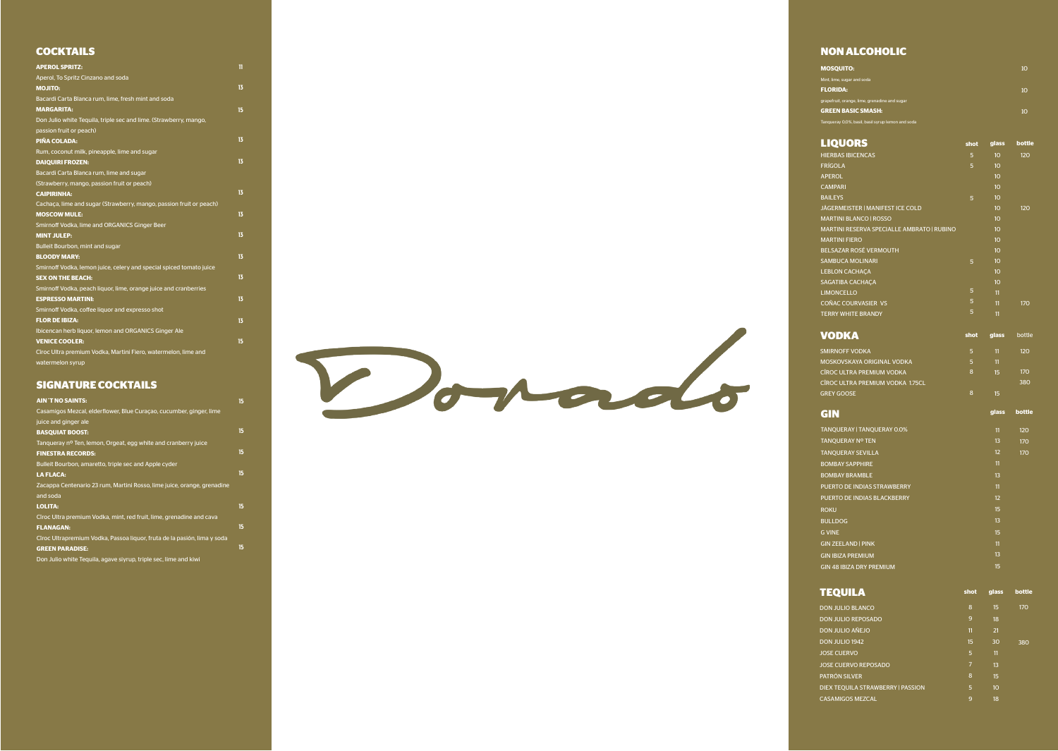## COCKTAILS

| | |
|---|---|
| **APEROL SPRITZ:** | 11 |
| Aperol, To Spritz Cinzano and soda | |
| **MOJITO:** | 13 |
| Bacardi Carta Blanca rum, lime, fresh mint and soda | |
| **MARGARITA:** | 15 |
| Don Julio white Tequila, triple sec and lime. (Strawberry, mango, passion fruit or peach) | |
| **PIÑA COLADA:** | 13 |
| Rum, coconut milk, pineapple, lime and sugar | |
| **DAIQUIRI FROZEN:** | 13 |
| Bacardi Carta Blanca rum, lime and sugar (Strawberry, mango, passion fruit or peach) | |
| **CAIPIRINHA:** | 13 |
| Cachaça, lime and sugar (Strawberry, mango, passion fruit or peach) | |
| **MOSCOW MULE:** | 13 |
| Smirnoff Vodka, lime and ORGANICS Ginger Beer | |
| **MINT JULEP:** | 13 |
| Bulleit Bourbon, mint and sugar | |
| **BLOODY MARY:** | 13 |
| Smirnoff Vodka, lemon juice, celery and special spiced tomato juice | |
| **SEX ON THE BEACH:** | 13 |
| Smirnoff Vodka, peach liquor, lime, orange juice and cranberries | |
| **ESPRESSO MARTINI:** | 13 |
| Smirnoff Vodka, coffee liquor and expresso shot | |
| **FLOR DE IBIZA:** | 13 |
| Ibicencan herb liquor, lemon and ORGANICS Ginger Ale | |
| **VENICE COOLER:** | 15 |
| Ciroc Ultra premium Vodka, Martini Fiero, watermelon, lime and watermelon syrup | |

## SIGNATURE COCKTAILS

| | |
|---|---|
| **AIN´T NO SAINTS:** | 15 |
| Casamigos Mezcal, elderflower, Blue Curaçao, cucumber, ginger, lime juice and ginger ale | |
| **BASQUIAT BOOST:** | 15 |
| Tanqueray nº Ten, lemon, Orgeat, egg white and cranberry juice | |
| **FINESTRA RECORDS:** | 15 |
| Bulleit Bourbon, amaretto, triple sec and Apple cyder | |
| **LA FLACA:** | 15 |
| Zacappa Centenario 23 rum, Martini Rosso, lime juice, orange, grenadine and soda | |
| **LOLITA:** | 15 |
| Ciroc Ultra premium Vodka, mint, red fruit, lime, grenadine and cava | |
| **FLANAGAN:** | 15 |
| Ciroc Ultrapremium Vodka, Passoa liquor, fruta de la pasión, lima y soda | |
| **GREEN PARADISE:** | 15 |
| Don Julio white Tequila, agave siyrup, triple sec, lime and kiwi | |

Dorado

## NON ALCOHOLIC

| | |
|---|---|
| **MOSQUITO:** | 10 |
| Mint, lime, sugar and soda | |
| **FLORIDA:** | 10 |
| grapefruit, orange, lime, grenadine and sugar | |
| **GREEN BASIC SMASH:** | 10 |
| Tanqueray 0,0%, basil, basil syrup lemon and soda | |

## LIQUORS

| LIQUORS | shot | glass | bottle |
|---|---|---|---|
| HIERBAS IBICENCAS | 5 | 10 | 120 |
| FRÍGOLA | 5 | 10 | |
| APEROL | | 10 | |
| CAMPARI | | 10 | |
| BAILEYS | 5 | 10 | |
| JÄGERMEISTER \| MANIFEST ICE COLD | | 10 | 120 |
| MARTINI BLANCO \| ROSSO | | 10 | |
| MARTINI RESERVA SPECIALLE AMBRATO \| RUBINO | | 10 | |
| MARTINI FIERO | | 10 | |
| BELSAZAR ROSÉ VERMOUTH | | 10 | |
| SAMBUCA MOLINARI | 5 | 10 | |
| LEBLON CACHAÇA | | 10 | |
| SAGATIBA CACHAÇA | | 10 | |
| LIMONCELLO | 5 | 11 | |
| COÑAC COURVASIER VS | 5 | 11 | 170 |
| TERRY WHITE BRANDY | 5 | 11 | |

## VODKA

| VODKA | shot | glass | bottle |
|---|---|---|---|
| SMIRNOFF VODKA | 5 | 11 | 120 |
| MOSKOVSKAYA ORIGINAL VODKA | 5 | 11 | |
| CÎROC ULTRA PREMIUM VODKA | 8 | 15 | 170 |
| CÎROC ULTRA PREMIUM VODKA 1.75CL | | | 380 |
| GREY GOOSE | 8 | 15 | |

## GIN

| GIN | glass | bottle |
|---|---|---|
| TANQUERAY \| TANQUERAY 0.0% | 11 | 120 |
| TANQUERAY Nº TEN | 13 | 170 |
| TANQUERAY SEVILLA | 12 | 170 |
| BOMBAY SAPPHIRE | 11 | |
| BOMBAY BRAMBLE | 13 | |
| PUERTO DE INDIAS STRAWBERRY | 11 | |
| PUERTO DE INDIAS BLACKBERRY | 12 | |
| ROKU | 15 | |
| BULLDOG | 13 | |
| G VINE | 15 | |
| GIN ZEELAND \| PINK | 11 | |
| GIN IBIZA PREMIUM | 13 | |
| GIN 48 IBIZA DRY PREMIUM | 15 | |

## TEQUILA

| TEQUILA | shot | glass | bottle |
|---|---|---|---|
| DON JULIO BLANCO | 8 | 15 | 170 |
| DON JULIO REPOSADO | 9 | 18 | |
| DON JULIO AÑEJO | 11 | 21 | |
| DON JULIO 1942 | 15 | 30 | 380 |
| JOSE CUERVO | 5 | 11 | |
| JOSE CUERVO REPOSADO | 7 | 13 | |
| PATRÓN SILVER | 8 | 15 | |
| DIEX TEQUILA STRAWBERRY \| PASSION | 5 | 10 | |
| CASAMIGOS MEZCAL | 9 | 18 | |